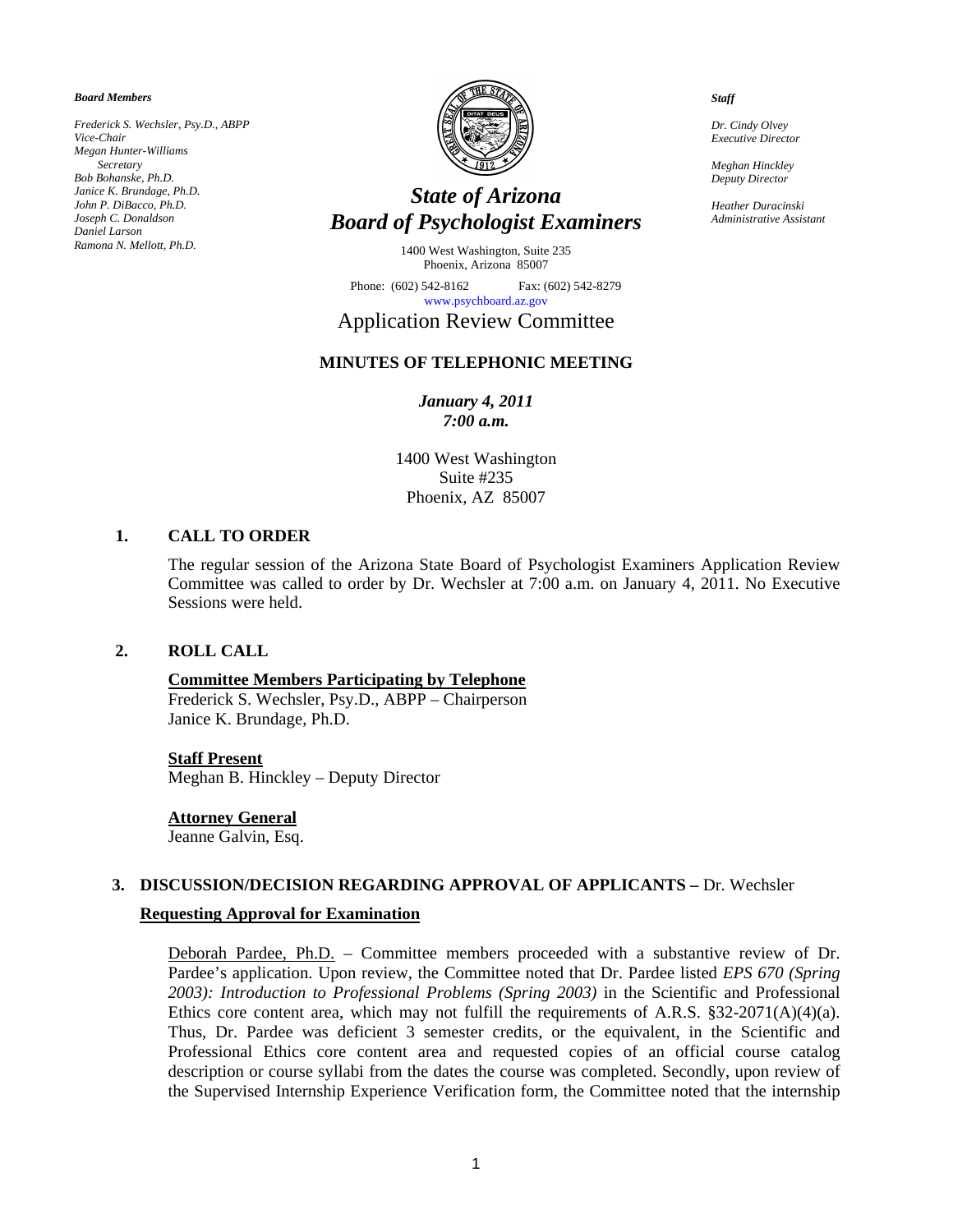*Board Members*

*Frederick S. Wechsler, Psy.D., ABPP*
*Vice-Chair*
*Megan Hunter-Williams*
*Secretary*
*Bob Bohanske, Ph.D.*
*Janice K. Brundage, Ph.D.*
*John P. DiBacco, Ph.D.*
*Joseph C. Donaldson*
*Daniel Larson*
*Ramona N. Mellott, Ph.D.*

# *State of Arizona*
# *Board of Psychologist Examiners*

1400 West Washington, Suite 235
Phoenix, Arizona 85007

Phone: (602) 542-8162 Fax: (602) 542-8279
www.psychboard.az.gov

*Staff*

*Dr. Cindy Olvey*
*Executive Director*

*Meghan Hinckley*
*Deputy Director*

*Heather Duracinski*
*Administrative Assistant*

## Application Review Committee

### MINUTES OF TELEPHONIC MEETING

*January 4, 2011*
*7:00 a.m.*

1400 West Washington
Suite #235
Phoenix, AZ 85007

**1. CALL TO ORDER**

The regular session of the Arizona State Board of Psychologist Examiners Application Review Committee was called to order by Dr. Wechsler at 7:00 a.m. on January 4, 2011. No Executive Sessions were held.

**2. ROLL CALL**

**Committee Members Participating by Telephone**
Frederick S. Wechsler, Psy.D., ABPP – Chairperson
Janice K. Brundage, Ph.D.

**Staff Present**
Meghan B. Hinckley – Deputy Director

**Attorney General**
Jeanne Galvin, Esq.

**3. DISCUSSION/DECISION REGARDING APPROVAL OF APPLICANTS –** Dr. Wechsler

**Requesting Approval for Examination**

Deborah Pardee, Ph.D. – Committee members proceeded with a substantive review of Dr. Pardee's application. Upon review, the Committee noted that Dr. Pardee listed *EPS 670 (Spring 2003): Introduction to Professional Problems (Spring 2003)* in the Scientific and Professional Ethics core content area, which may not fulfill the requirements of A.R.S. §32-2071(A)(4)(a). Thus, Dr. Pardee was deficient 3 semester credits, or the equivalent, in the Scientific and Professional Ethics core content area and requested copies of an official course catalog description or course syllabi from the dates the course was completed. Secondly, upon review of the Supervised Internship Experience Verification form, the Committee noted that the internship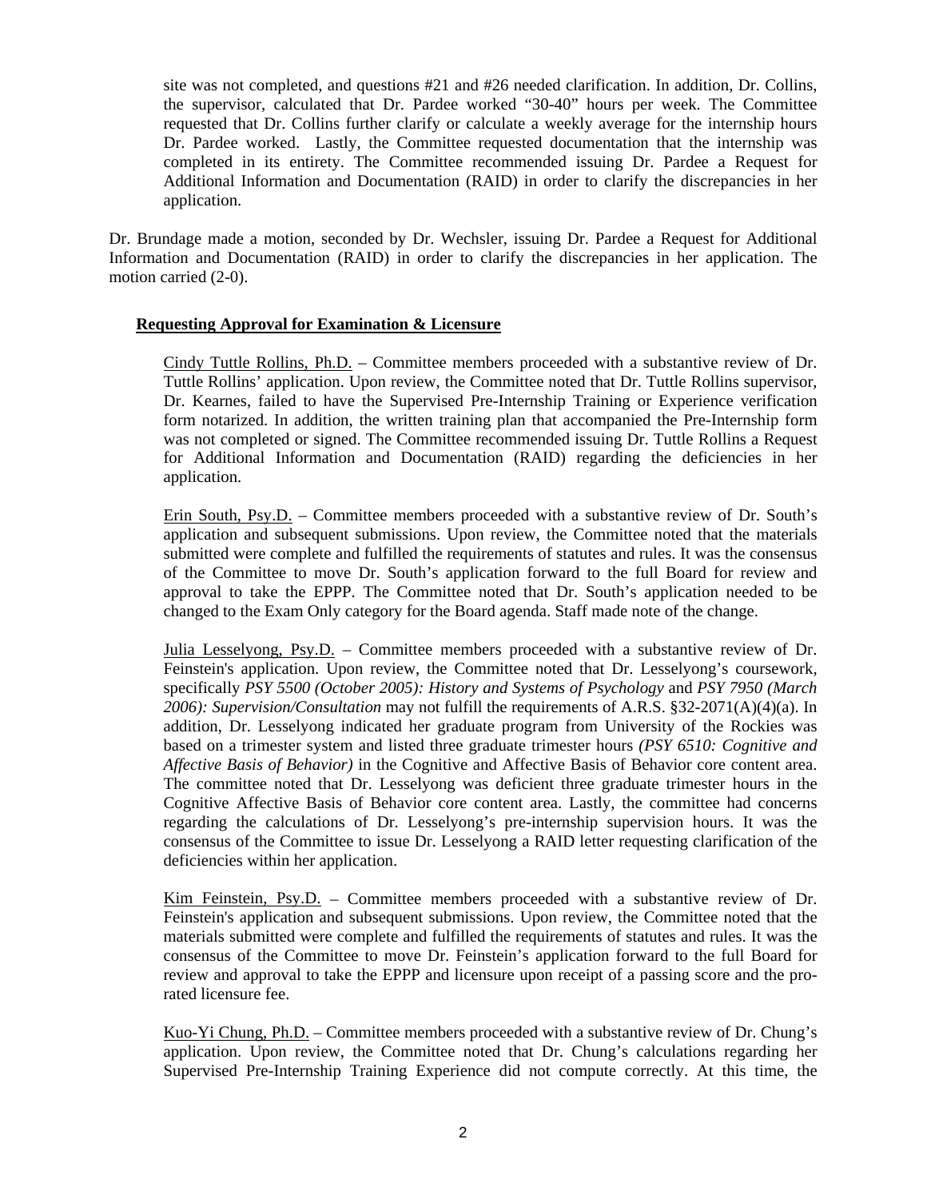site was not completed, and questions #21 and #26 needed clarification. In addition, Dr. Collins, the supervisor, calculated that Dr. Pardee worked "30-40" hours per week. The Committee requested that Dr. Collins further clarify or calculate a weekly average for the internship hours Dr. Pardee worked. Lastly, the Committee requested documentation that the internship was completed in its entirety. The Committee recommended issuing Dr. Pardee a Request for Additional Information and Documentation (RAID) in order to clarify the discrepancies in her application.

Dr. Brundage made a motion, seconded by Dr. Wechsler, issuing Dr. Pardee a Request for Additional Information and Documentation (RAID) in order to clarify the discrepancies in her application. The motion carried (2-0).

**Requesting Approval for Examination & Licensure**

Cindy Tuttle Rollins, Ph.D. – Committee members proceeded with a substantive review of Dr. Tuttle Rollins' application. Upon review, the Committee noted that Dr. Tuttle Rollins supervisor, Dr. Kearnes, failed to have the Supervised Pre-Internship Training or Experience verification form notarized. In addition, the written training plan that accompanied the Pre-Internship form was not completed or signed. The Committee recommended issuing Dr. Tuttle Rollins a Request for Additional Information and Documentation (RAID) regarding the deficiencies in her application.

Erin South, Psy.D. – Committee members proceeded with a substantive review of Dr. South's application and subsequent submissions. Upon review, the Committee noted that the materials submitted were complete and fulfilled the requirements of statutes and rules. It was the consensus of the Committee to move Dr. South's application forward to the full Board for review and approval to take the EPPP. The Committee noted that Dr. South's application needed to be changed to the Exam Only category for the Board agenda. Staff made note of the change.

Julia Lesselyong, Psy.D. – Committee members proceeded with a substantive review of Dr. Feinstein's application. Upon review, the Committee noted that Dr. Lesselyong's coursework, specifically *PSY 5500 (October 2005): History and Systems of Psychology* and *PSY 7950 (March 2006): Supervision/Consultation* may not fulfill the requirements of A.R.S. §32-2071(A)(4)(a). In addition, Dr. Lesselyong indicated her graduate program from University of the Rockies was based on a trimester system and listed three graduate trimester hours *(PSY 6510: Cognitive and Affective Basis of Behavior)* in the Cognitive and Affective Basis of Behavior core content area. The committee noted that Dr. Lesselyong was deficient three graduate trimester hours in the Cognitive Affective Basis of Behavior core content area. Lastly, the committee had concerns regarding the calculations of Dr. Lesselyong's pre-internship supervision hours. It was the consensus of the Committee to issue Dr. Lesselyong a RAID letter requesting clarification of the deficiencies within her application.

Kim Feinstein, Psy.D. – Committee members proceeded with a substantive review of Dr. Feinstein's application and subsequent submissions. Upon review, the Committee noted that the materials submitted were complete and fulfilled the requirements of statutes and rules. It was the consensus of the Committee to move Dr. Feinstein's application forward to the full Board for review and approval to take the EPPP and licensure upon receipt of a passing score and the pro-rated licensure fee.

Kuo-Yi Chung, Ph.D. – Committee members proceeded with a substantive review of Dr. Chung's application. Upon review, the Committee noted that Dr. Chung's calculations regarding her Supervised Pre-Internship Training Experience did not compute correctly. At this time, the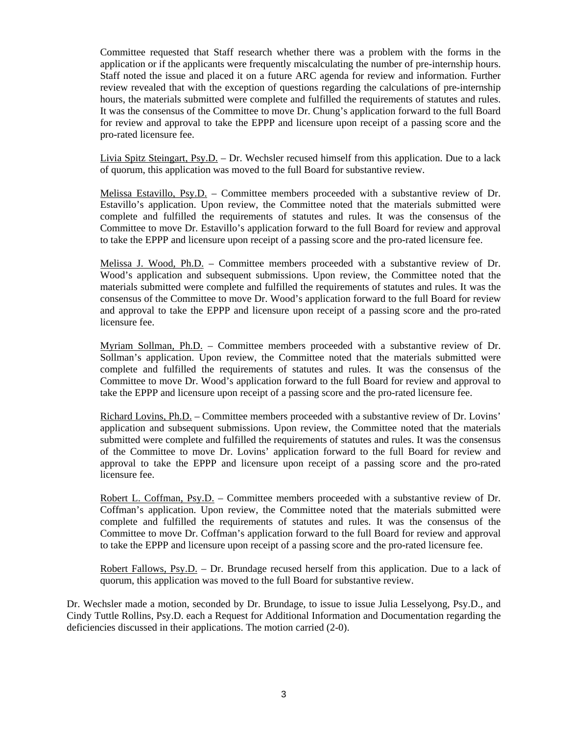Committee requested that Staff research whether there was a problem with the forms in the application or if the applicants were frequently miscalculating the number of pre-internship hours. Staff noted the issue and placed it on a future ARC agenda for review and information. Further review revealed that with the exception of questions regarding the calculations of pre-internship hours, the materials submitted were complete and fulfilled the requirements of statutes and rules. It was the consensus of the Committee to move Dr. Chung's application forward to the full Board for review and approval to take the EPPP and licensure upon receipt of a passing score and the pro-rated licensure fee.

<u>Livia Spitz Steingart, Psy.D.</u> – Dr. Wechsler recused himself from this application. Due to a lack of quorum, this application was moved to the full Board for substantive review.

<u>Melissa Estavillo, Psy.D.</u> – Committee members proceeded with a substantive review of Dr. Estavillo's application. Upon review, the Committee noted that the materials submitted were complete and fulfilled the requirements of statutes and rules. It was the consensus of the Committee to move Dr. Estavillo's application forward to the full Board for review and approval to take the EPPP and licensure upon receipt of a passing score and the pro-rated licensure fee.

<u>Melissa J. Wood, Ph.D.</u> – Committee members proceeded with a substantive review of Dr. Wood's application and subsequent submissions. Upon review, the Committee noted that the materials submitted were complete and fulfilled the requirements of statutes and rules. It was the consensus of the Committee to move Dr. Wood's application forward to the full Board for review and approval to take the EPPP and licensure upon receipt of a passing score and the pro-rated licensure fee.

<u>Myriam Sollman, Ph.D.</u> – Committee members proceeded with a substantive review of Dr. Sollman's application. Upon review, the Committee noted that the materials submitted were complete and fulfilled the requirements of statutes and rules. It was the consensus of the Committee to move Dr. Wood's application forward to the full Board for review and approval to take the EPPP and licensure upon receipt of a passing score and the pro-rated licensure fee.

<u>Richard Lovins, Ph.D.</u> – Committee members proceeded with a substantive review of Dr. Lovins' application and subsequent submissions. Upon review, the Committee noted that the materials submitted were complete and fulfilled the requirements of statutes and rules. It was the consensus of the Committee to move Dr. Lovins' application forward to the full Board for review and approval to take the EPPP and licensure upon receipt of a passing score and the pro-rated licensure fee.

<u>Robert L. Coffman, Psy.D.</u> – Committee members proceeded with a substantive review of Dr. Coffman's application. Upon review, the Committee noted that the materials submitted were complete and fulfilled the requirements of statutes and rules. It was the consensus of the Committee to move Dr. Coffman's application forward to the full Board for review and approval to take the EPPP and licensure upon receipt of a passing score and the pro-rated licensure fee.

<u>Robert Fallows, Psy.D.</u> – Dr. Brundage recused herself from this application. Due to a lack of quorum, this application was moved to the full Board for substantive review.

Dr. Wechsler made a motion, seconded by Dr. Brundage, to issue to issue Julia Lesselyong, Psy.D., and Cindy Tuttle Rollins, Psy.D. each a Request for Additional Information and Documentation regarding the deficiencies discussed in their applications. The motion carried (2-0).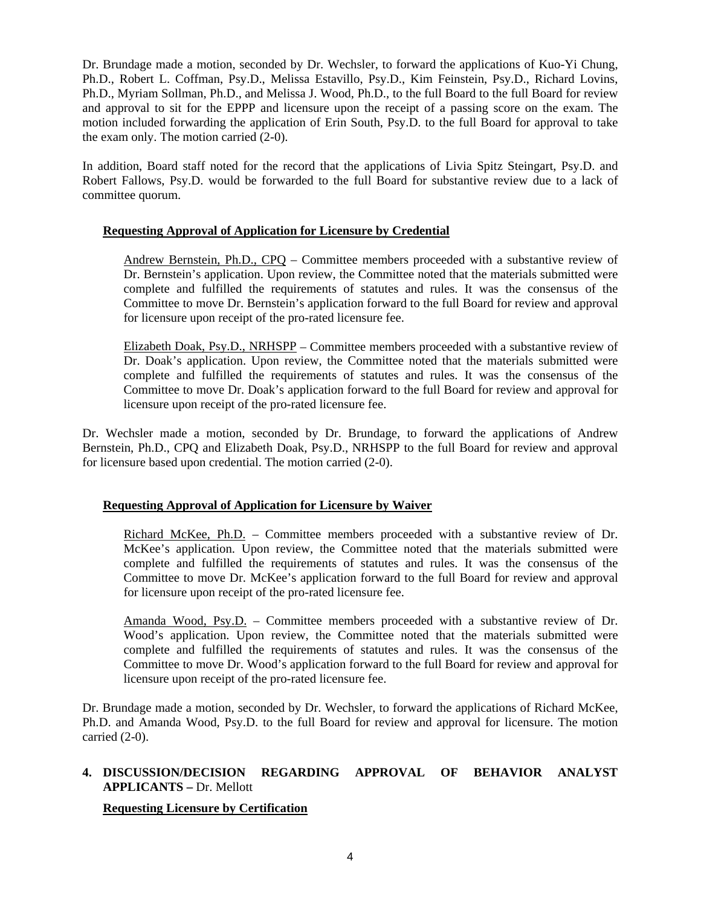Dr. Brundage made a motion, seconded by Dr. Wechsler, to forward the applications of Kuo-Yi Chung, Ph.D., Robert L. Coffman, Psy.D., Melissa Estavillo, Psy.D., Kim Feinstein, Psy.D., Richard Lovins, Ph.D., Myriam Sollman, Ph.D., and Melissa J. Wood, Ph.D., to the full Board to the full Board for review and approval to sit for the EPPP and licensure upon the receipt of a passing score on the exam. The motion included forwarding the application of Erin South, Psy.D. to the full Board for approval to take the exam only. The motion carried (2-0).

In addition, Board staff noted for the record that the applications of Livia Spitz Steingart, Psy.D. and Robert Fallows, Psy.D. would be forwarded to the full Board for substantive review due to a lack of committee quorum.

**Requesting Approval of Application for Licensure by Credential**

Andrew Bernstein, Ph.D., CPQ – Committee members proceeded with a substantive review of Dr. Bernstein's application. Upon review, the Committee noted that the materials submitted were complete and fulfilled the requirements of statutes and rules. It was the consensus of the Committee to move Dr. Bernstein's application forward to the full Board for review and approval for licensure upon receipt of the pro-rated licensure fee.

Elizabeth Doak, Psy.D., NRHSPP – Committee members proceeded with a substantive review of Dr. Doak's application. Upon review, the Committee noted that the materials submitted were complete and fulfilled the requirements of statutes and rules. It was the consensus of the Committee to move Dr. Doak's application forward to the full Board for review and approval for licensure upon receipt of the pro-rated licensure fee.

Dr. Wechsler made a motion, seconded by Dr. Brundage, to forward the applications of Andrew Bernstein, Ph.D., CPQ and Elizabeth Doak, Psy.D., NRHSPP to the full Board for review and approval for licensure based upon credential. The motion carried (2-0).

**Requesting Approval of Application for Licensure by Waiver**

Richard McKee, Ph.D. – Committee members proceeded with a substantive review of Dr. McKee's application. Upon review, the Committee noted that the materials submitted were complete and fulfilled the requirements of statutes and rules. It was the consensus of the Committee to move Dr. McKee's application forward to the full Board for review and approval for licensure upon receipt of the pro-rated licensure fee.

Amanda Wood, Psy.D. – Committee members proceeded with a substantive review of Dr. Wood's application. Upon review, the Committee noted that the materials submitted were complete and fulfilled the requirements of statutes and rules. It was the consensus of the Committee to move Dr. Wood's application forward to the full Board for review and approval for licensure upon receipt of the pro-rated licensure fee.

Dr. Brundage made a motion, seconded by Dr. Wechsler, to forward the applications of Richard McKee, Ph.D. and Amanda Wood, Psy.D. to the full Board for review and approval for licensure. The motion carried (2-0).

**4. DISCUSSION/DECISION REGARDING APPROVAL OF BEHAVIOR ANALYST APPLICANTS –** Dr. Mellott

**Requesting Licensure by Certification**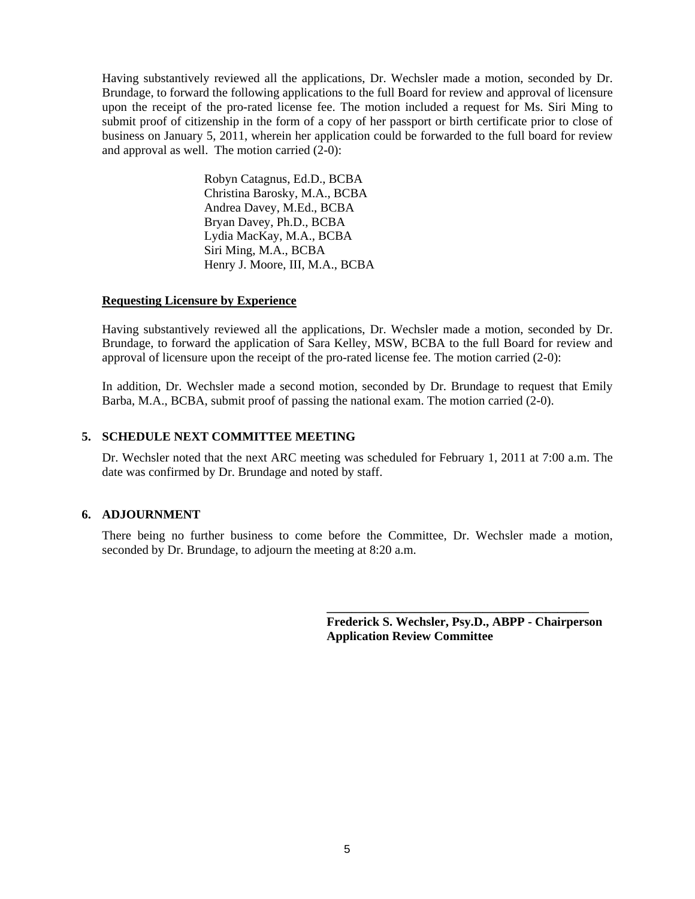Having substantively reviewed all the applications, Dr. Wechsler made a motion, seconded by Dr. Brundage, to forward the following applications to the full Board for review and approval of licensure upon the receipt of the pro-rated license fee. The motion included a request for Ms. Siri Ming to submit proof of citizenship in the form of a copy of her passport or birth certificate prior to close of business on January 5, 2011, wherein her application could be forwarded to the full board for review and approval as well. The motion carried (2-0):

Robyn Catagnus, Ed.D., BCBA
Christina Barosky, M.A., BCBA
Andrea Davey, M.Ed., BCBA
Bryan Davey, Ph.D., BCBA
Lydia MacKay, M.A., BCBA
Siri Ming, M.A., BCBA
Henry J. Moore, III, M.A., BCBA

**Requesting Licensure by Experience**

Having substantively reviewed all the applications, Dr. Wechsler made a motion, seconded by Dr. Brundage, to forward the application of Sara Kelley, MSW, BCBA to the full Board for review and approval of licensure upon the receipt of the pro-rated license fee. The motion carried (2-0):

In addition, Dr. Wechsler made a second motion, seconded by Dr. Brundage to request that Emily Barba, M.A., BCBA, submit proof of passing the national exam. The motion carried (2-0).

## 5. SCHEDULE NEXT COMMITTEE MEETING

Dr. Wechsler noted that the next ARC meeting was scheduled for February 1, 2011 at 7:00 a.m. The date was confirmed by Dr. Brundage and noted by staff.

## 6. ADJOURNMENT

There being no further business to come before the Committee, Dr. Wechsler made a motion, seconded by Dr. Brundage, to adjourn the meeting at 8:20 a.m.

\_\_\_\_\_\_\_\_\_\_\_\_\_\_\_\_\_\_\_\_\_\_\_\_\_\_\_\_\_\_\_\_\_\_\_\_\_\_\_\_

**Frederick S. Wechsler, Psy.D., ABPP - Chairperson**
**Application Review Committee**